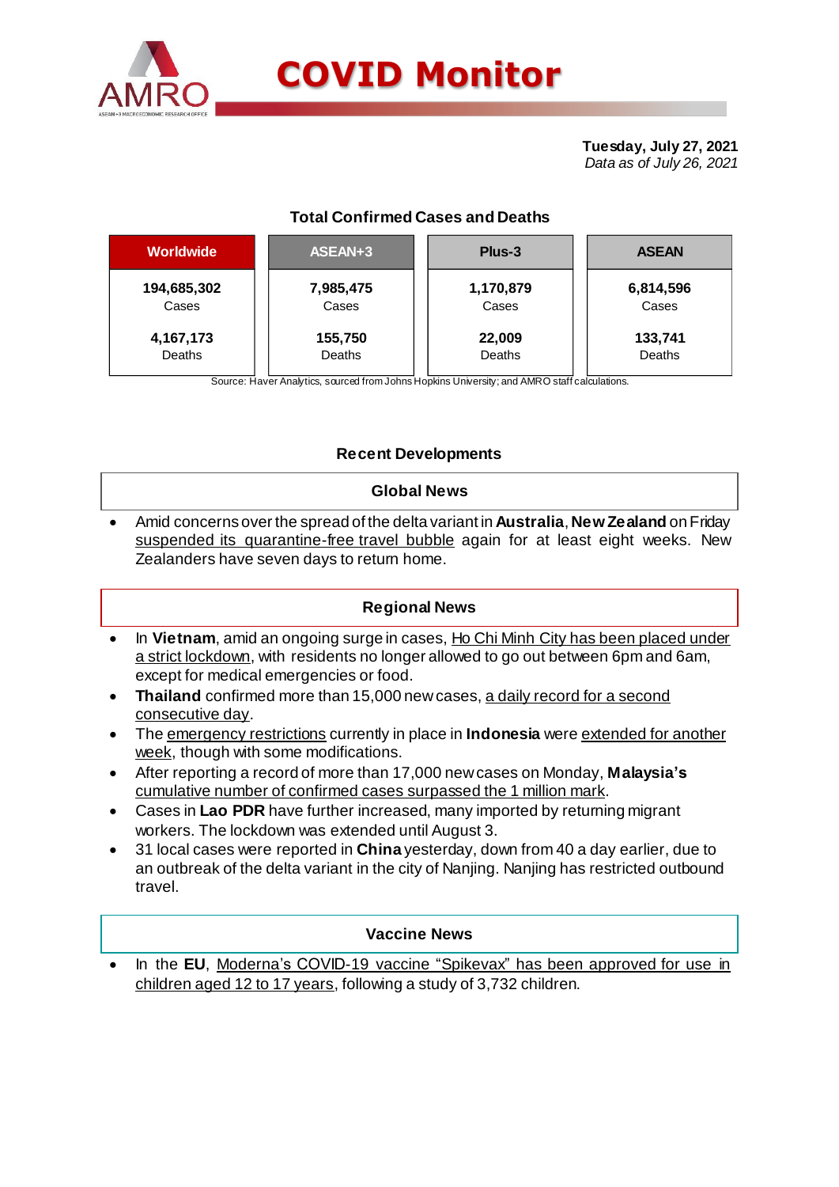# COVID Monitor

**Tuesday, July 27, 2021**
*Data as of July 26, 2021*

## Total Confirmed Cases and Deaths

| Worldwide | ASEAN+3 | Plus-3 | ASEAN |
|---|---|---|---|
| **194,685,302** Cases | **7,985,475** Cases | **1,170,879** Cases | **6,814,596** Cases |
| **4,167,173** Deaths | **155,750** Deaths | **22,009** Deaths | **133,741** Deaths |

Source: Haver Analytics, sourced from Johns Hopkins University; and AMRO staff calculations.

## Recent Developments

### Global News

- Amid concerns over the spread of the delta variant in **Australia**, **New Zealand** on Friday suspended its quarantine-free travel bubble again for at least eight weeks. New Zealanders have seven days to return home.

### Regional News

- In **Vietnam**, amid an ongoing surge in cases, Ho Chi Minh City has been placed under a strict lockdown, with residents no longer allowed to go out between 6pm and 6am, except for medical emergencies or food.
- **Thailand** confirmed more than 15,000 new cases, a daily record for a second consecutive day.
- The emergency restrictions currently in place in **Indonesia** were extended for another week, though with some modifications.
- After reporting a record of more than 17,000 new cases on Monday, **Malaysia's** cumulative number of confirmed cases surpassed the 1 million mark.
- Cases in **Lao PDR** have further increased, many imported by returning migrant workers. The lockdown was extended until August 3.
- 31 local cases were reported in **China** yesterday, down from 40 a day earlier, due to an outbreak of the delta variant in the city of Nanjing. Nanjing has restricted outbound travel.

### Vaccine News

- In the **EU**, Moderna's COVID-19 vaccine "Spikevax" has been approved for use in children aged 12 to 17 years, following a study of 3,732 children.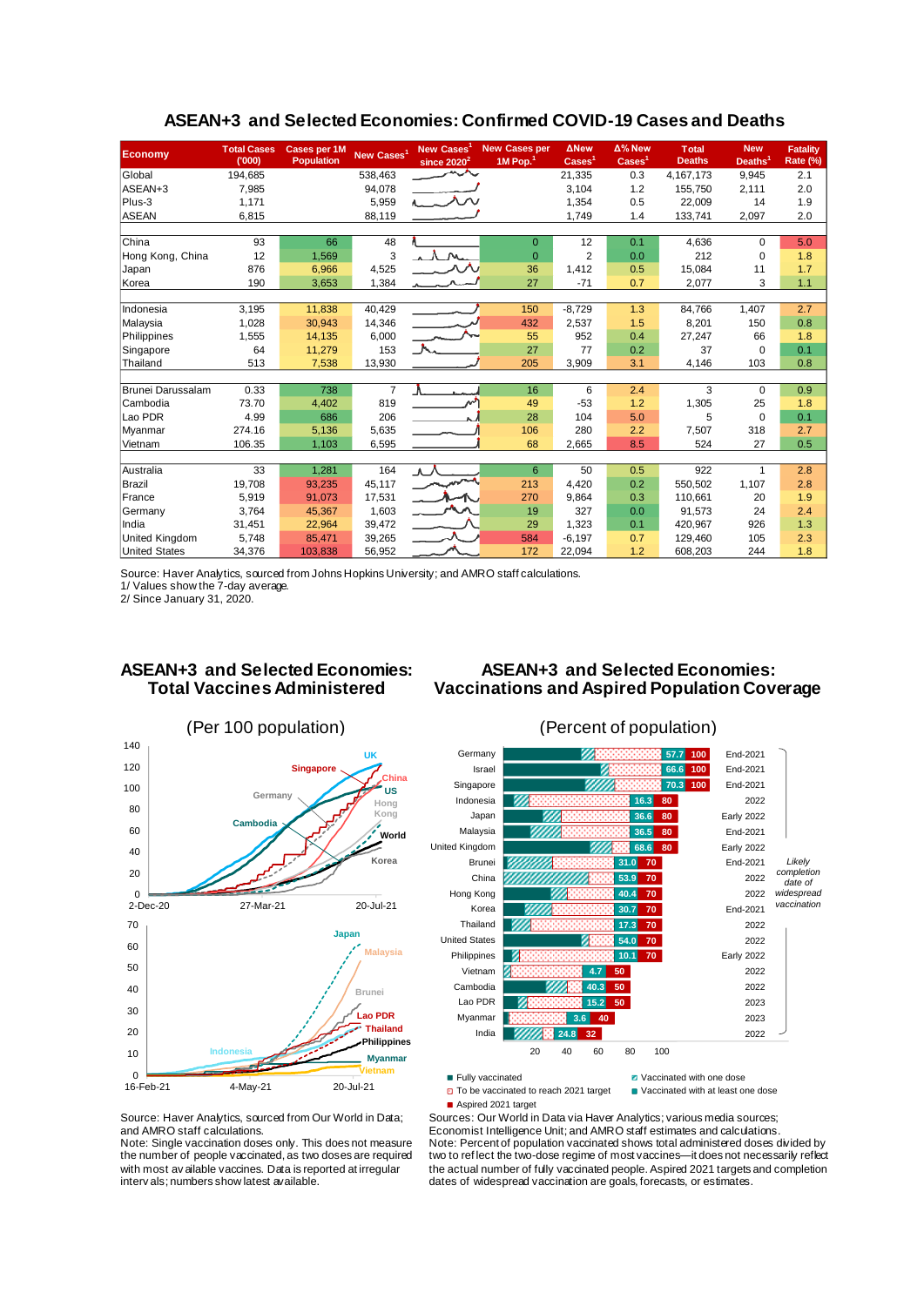## ASEAN+3 and Selected Economies: Confirmed COVID-19 Cases and Deaths

| Economy | Total Cases ('000) | Cases per 1M Population | New Cases[1] | New Cases[1] since 2020[2] | New Cases per 1M Pop.[1] | ΔNew Cases[1] | Δ% New Cases[1] | Total Deaths | New Deaths[1] | Fatality Rate (%) |
|---|---|---|---|---|---|---|---|---|---|---|
| Global | 194,685 | | 538,463 | | | 21,335 | 0.3 | 4,167,173 | 9,945 | 2.1 |
| ASEAN+3 | 7,985 | | 94,078 | | | 3,104 | 1.2 | 155,750 | 2,111 | 2.0 |
| Plus-3 | 1,171 | | 5,959 | | | 1,354 | 0.5 | 22,009 | 14 | 1.9 |
| ASEAN | 6,815 | | 88,119 | | | 1,749 | 1.4 | 133,741 | 2,097 | 2.0 |
| | | | | | | | | | | |
| China | 93 | 66 | 48 | | 0 | 12 | 0.1 | 4,636 | 0 | 5.0 |
| Hong Kong, China | 12 | 1,569 | 3 | | 0 | 2 | 0.0 | 212 | 0 | 1.8 |
| Japan | 876 | 6,966 | 4,525 | | 36 | 1,412 | 0.5 | 15,084 | 11 | 1.7 |
| Korea | 190 | 3,653 | 1,384 | | 27 | -71 | 0.7 | 2,077 | 3 | 1.1 |
| | | | | | | | | | | |
| Indonesia | 3,195 | 11,838 | 40,429 | | 150 | -8,729 | 1.3 | 84,766 | 1,407 | 2.7 |
| Malaysia | 1,028 | 30,943 | 14,346 | | 432 | 2,537 | 1.5 | 8,201 | 150 | 0.8 |
| Philippines | 1,555 | 14,135 | 6,000 | | 55 | 952 | 0.4 | 27,247 | 66 | 1.8 |
| Singapore | 64 | 11,279 | 153 | | 27 | 77 | 0.2 | 37 | 0 | 0.1 |
| Thailand | 513 | 7,538 | 13,930 | | 205 | 3,909 | 3.1 | 4,146 | 103 | 0.8 |
| | | | | | | | | | | |
| Brunei Darussalam | 0.33 | 738 | 7 | | 16 | 6 | 2.4 | 3 | 0 | 0.9 |
| Cambodia | 73.70 | 4,402 | 819 | | 49 | -53 | 1.2 | 1,305 | 25 | 1.8 |
| Lao PDR | 4.99 | 686 | 206 | | 28 | 104 | 5.0 | 5 | 0 | 0.1 |
| Myanmar | 274.16 | 5,136 | 5,635 | | 106 | 280 | 2.2 | 7,507 | 318 | 2.7 |
| Vietnam | 106.35 | 1,103 | 6,595 | | 68 | 2,665 | 8.5 | 524 | 27 | 0.5 |
| | | | | | | | | | | |
| Australia | 33 | 1,281 | 164 | | 6 | 50 | 0.5 | 922 | 1 | 2.8 |
| Brazil | 19,708 | 93,235 | 45,117 | | 213 | 4,420 | 0.2 | 550,502 | 1,107 | 2.8 |
| France | 5,919 | 91,073 | 17,531 | | 270 | 9,864 | 0.3 | 110,661 | 20 | 1.9 |
| Germany | 3,764 | 45,367 | 1,603 | | 19 | 327 | 0.0 | 91,573 | 24 | 2.4 |
| India | 31,451 | 22,964 | 39,472 | | 29 | 1,323 | 0.1 | 420,967 | 926 | 1.3 |
| United Kingdom | 5,748 | 85,471 | 39,265 | | 584 | -6,197 | 0.7 | 129,460 | 105 | 2.3 |
| United States | 34,376 | 103,838 | 56,952 | | 172 | 22,094 | 1.2 | 608,203 | 244 | 1.8 |

Source: Haver Analytics, sourced from Johns Hopkins University; and AMRO staff calculations.
1/ Values show the 7-day average.
2/ Since January 31, 2020.

## ASEAN+3 and Selected Economies: Total Vaccines Administered

(Per 100 population)

140
120
100
80
60
40
20
0
2-Dec-20
27-Mar-21
20-Jul-21
UK
Singapore
China
US
Germany
Hong Kong
Cambodia
World
Korea

70
60
50
40
30
20
10
0
16-Feb-21
4-May-21
20-Jul-21
Japan
Malaysia
Brunei
Lao PDR
Thailand
Philippines
Indonesia
Myanmar
Vietnam

Source: Haver Analytics, sourced from Our World in Data; and AMRO staff calculations.
Note: Single vaccination doses only. This does not measure the number of people vaccinated, as two doses are required with most available vaccines. Data is reported at irregular intervals; numbers show latest available.

## ASEAN+3 and Selected Economies: Vaccinations and Aspired Population Coverage

(Percent of population)

Germany 57.7 100 End-2021
Israel 66.6 100 End-2021
Singapore 70.3 100 End-2021
Indonesia 16.3 80 2022
Japan 36.6 80 Early 2022
Malaysia 36.5 80 End-2021
United Kingdom 68.6 80 Early 2022
Brunei 31.0 70 End-2021
China 53.9 70 2022
Hong Kong 40.4 70 2022
Korea 30.7 70 End-2021
Thailand 17.3 70 2022
United States 54.0 70 2022
Philippines 10.1 70 Early 2022
Vietnam 4.7 50 2022
Cambodia 40.3 50 2022
Lao PDR 15.2 50 2023
Myanmar 3.6 40 2023
India 24.8 32 2022
20 40 60 80 100

*Likely completion date of widespread vaccination*

Fully vaccinated
Vaccinated with one dose
To be vaccinated to reach 2021 target
Vaccinated with at least one dose
Aspired 2021 target

Sources: Our World in Data via Haver Analytics; various media sources; Economist Intelligence Unit; and AMRO staff estimates and calculations.
Note: Percent of population vaccinated shows total administered doses divided by two to reflect the two-dose regime of most vaccines—it does not necessarily reflect the actual number of fully vaccinated people. Aspired 2021 targets and completion dates of widespread vaccination are goals, forecasts, or estimates.